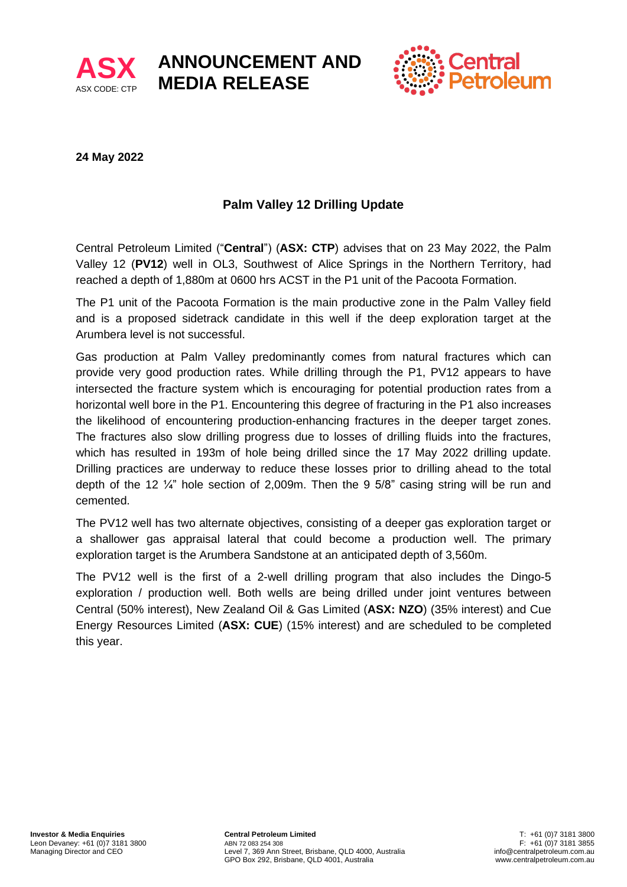**ASX** ASX CODE: CTP

# ANNOUNCEMENT AND MEDIA RELEASE

Central Petroleum

**24 May 2022**

## Palm Valley 12 Drilling Update

Central Petroleum Limited ("**Central**") (**ASX: CTP**) advises that on 23 May 2022, the Palm Valley 12 (**PV12**) well in OL3, Southwest of Alice Springs in the Northern Territory, had reached a depth of 1,880m at 0600 hrs ACST in the P1 unit of the Pacoota Formation.

The P1 unit of the Pacoota Formation is the main productive zone in the Palm Valley field and is a proposed sidetrack candidate in this well if the deep exploration target at the Arumbera level is not successful.

Gas production at Palm Valley predominantly comes from natural fractures which can provide very good production rates. While drilling through the P1, PV12 appears to have intersected the fracture system which is encouraging for potential production rates from a horizontal well bore in the P1. Encountering this degree of fracturing in the P1 also increases the likelihood of encountering production-enhancing fractures in the deeper target zones. The fractures also slow drilling progress due to losses of drilling fluids into the fractures, which has resulted in 193m of hole being drilled since the 17 May 2022 drilling update. Drilling practices are underway to reduce these losses prior to drilling ahead to the total depth of the 12 ¼" hole section of 2,009m. Then the 9 5/8" casing string will be run and cemented.

The PV12 well has two alternate objectives, consisting of a deeper gas exploration target or a shallower gas appraisal lateral that could become a production well. The primary exploration target is the Arumbera Sandstone at an anticipated depth of 3,560m.

The PV12 well is the first of a 2-well drilling program that also includes the Dingo-5 exploration / production well. Both wells are being drilled under joint ventures between Central (50% interest), New Zealand Oil & Gas Limited (**ASX: NZO**) (35% interest) and Cue Energy Resources Limited (**ASX: CUE**) (15% interest) and are scheduled to be completed this year.

**Investor & Media Enquiries**
Leon Devaney: +61 (0)7 3181 3800
Managing Director and CEO

**Central Petroleum Limited**
ABN 72 083 254 308
Level 7, 369 Ann Street, Brisbane, QLD 4000, Australia
GPO Box 292, Brisbane, QLD 4001, Australia

T: +61 (0)7 3181 3800
F: +61 (0)7 3181 3855
info@centralpetroleum.com.au
www.centralpetroleum.com.au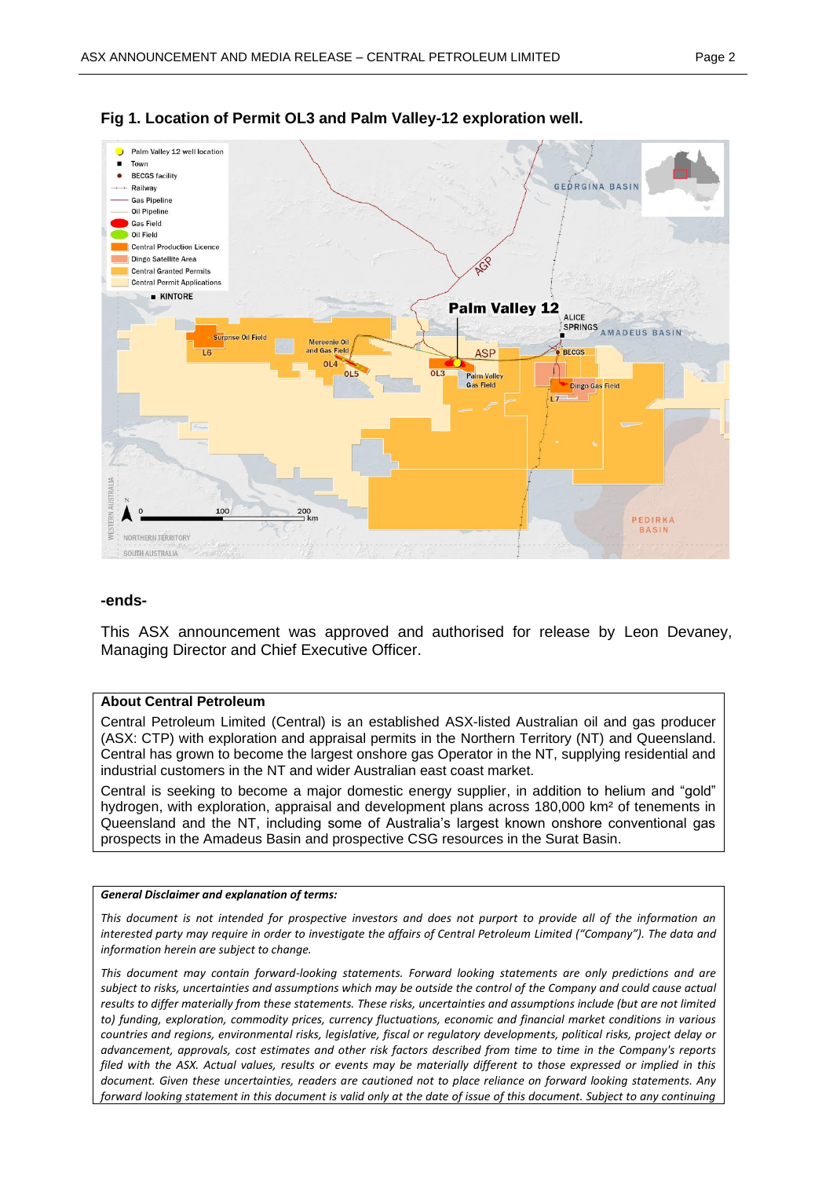**Fig 1. Location of Permit OL3 and Palm Valley-12 exploration well.**

**-ends-**

This ASX announcement was approved and authorised for release by Leon Devaney, Managing Director and Chief Executive Officer.

**About Central Petroleum**

Central Petroleum Limited (Central) is an established ASX-listed Australian oil and gas producer (ASX: CTP) with exploration and appraisal permits in the Northern Territory (NT) and Queensland. Central has grown to become the largest onshore gas Operator in the NT, supplying residential and industrial customers in the NT and wider Australian east coast market.

Central is seeking to become a major domestic energy supplier, in addition to helium and "gold" hydrogen, with exploration, appraisal and development plans across 180,000 km² of tenements in Queensland and the NT, including some of Australia's largest known onshore conventional gas prospects in the Amadeus Basin and prospective CSG resources in the Surat Basin.

***General Disclaimer and explanation of terms:***

*This document is not intended for prospective investors and does not purport to provide all of the information an interested party may require in order to investigate the affairs of Central Petroleum Limited ("Company"). The data and information herein are subject to change.*

*This document may contain forward-looking statements. Forward looking statements are only predictions and are subject to risks, uncertainties and assumptions which may be outside the control of the Company and could cause actual results to differ materially from these statements. These risks, uncertainties and assumptions include (but are not limited to) funding, exploration, commodity prices, currency fluctuations, economic and financial market conditions in various countries and regions, environmental risks, legislative, fiscal or regulatory developments, political risks, project delay or advancement, approvals, cost estimates and other risk factors described from time to time in the Company's reports filed with the ASX. Actual values, results or events may be materially different to those expressed or implied in this document. Given these uncertainties, readers are cautioned not to place reliance on forward looking statements. Any forward looking statement in this document is valid only at the date of issue of this document. Subject to any continuing*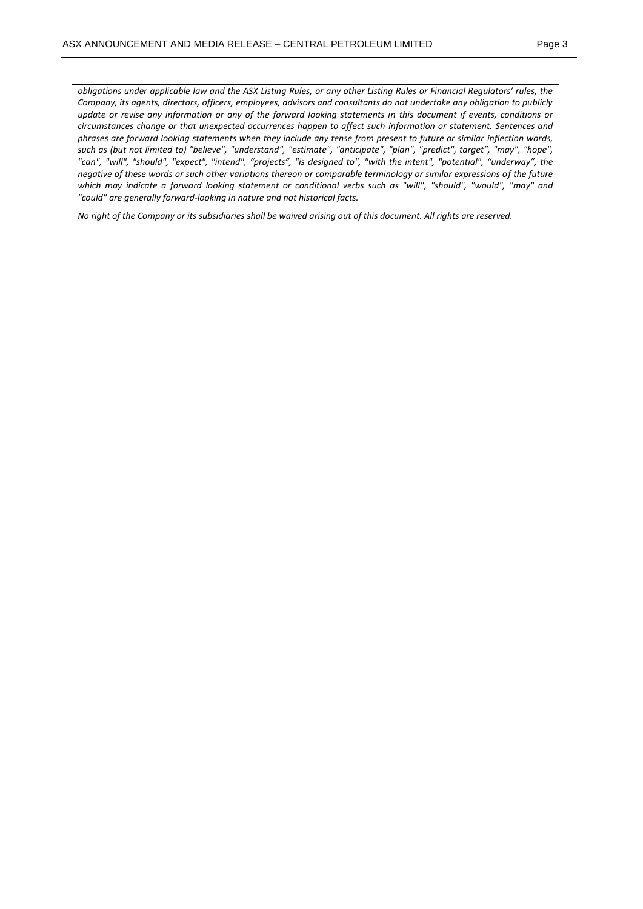*obligations under applicable law and the ASX Listing Rules, or any other Listing Rules or Financial Regulators' rules, the Company, its agents, directors, officers, employees, advisors and consultants do not undertake any obligation to publicly update or revise any information or any of the forward looking statements in this document if events, conditions or circumstances change or that unexpected occurrences happen to affect such information or statement. Sentences and phrases are forward looking statements when they include any tense from present to future or similar inflection words, such as (but not limited to) "believe", "understand", "estimate", "anticipate", "plan", "predict", target", "may", "hope", "can", "will", "should", "expect", "intend", "projects", "is designed to", "with the intent", "potential", "underway", the negative of these words or such other variations thereon or comparable terminology or similar expressions of the future which may indicate a forward looking statement or conditional verbs such as "will", "should", "would", "may" and "could" are generally forward-looking in nature and not historical facts.*

*No right of the Company or its subsidiaries shall be waived arising out of this document. All rights are reserved.*